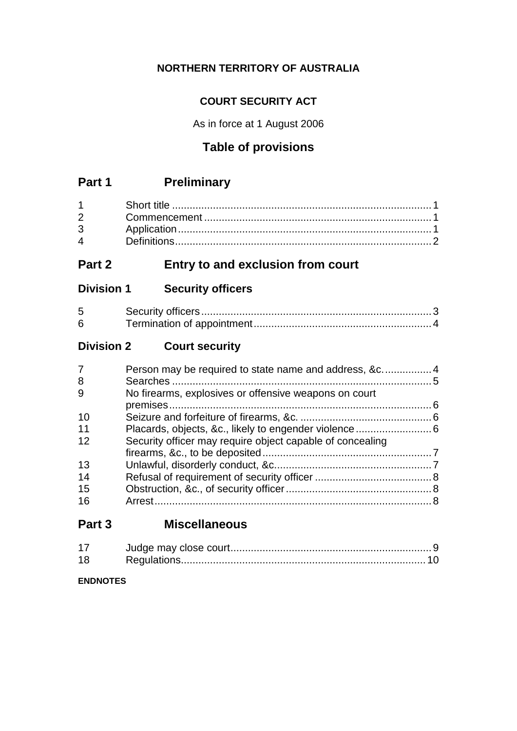**NORTHERN TERRITORY OF AUSTRALIA**

**COURT SECURITY ACT**

As in force at 1 August 2006

## Table of provisions

## Part 1 Preliminary

| | | |
|---|---|---|
| 1 | Short title | 1 |
| 2 | Commencement | 1 |
| 3 | Application | 1 |
| 4 | Definitions | 2 |

## Part 2 Entry to and exclusion from court

### Division 1 Security officers

| | | |
|---|---|---|
| 5 | Security officers | 3 |
| 6 | Termination of appointment | 4 |

### Division 2 Court security

| | | |
|---|---|---|
| 7 | Person may be required to state name and address, &c. | 4 |
| 8 | Searches | 5 |
| 9 | No firearms, explosives or offensive weapons on court premises | 6 |
| 10 | Seizure and forfeiture of firearms, &c. | 6 |
| 11 | Placards, objects, &c., likely to engender violence | 6 |
| 12 | Security officer may require object capable of concealing firearms, &c., to be deposited | 7 |
| 13 | Unlawful, disorderly conduct, &c. | 7 |
| 14 | Refusal of requirement of security officer | 8 |
| 15 | Obstruction, &c., of security officer | 8 |
| 16 | Arrest | 8 |

## Part 3 Miscellaneous

| | | |
|---|---|---|
| 17 | Judge may close court | 9 |
| 18 | Regulations | 10 |

**ENDNOTES**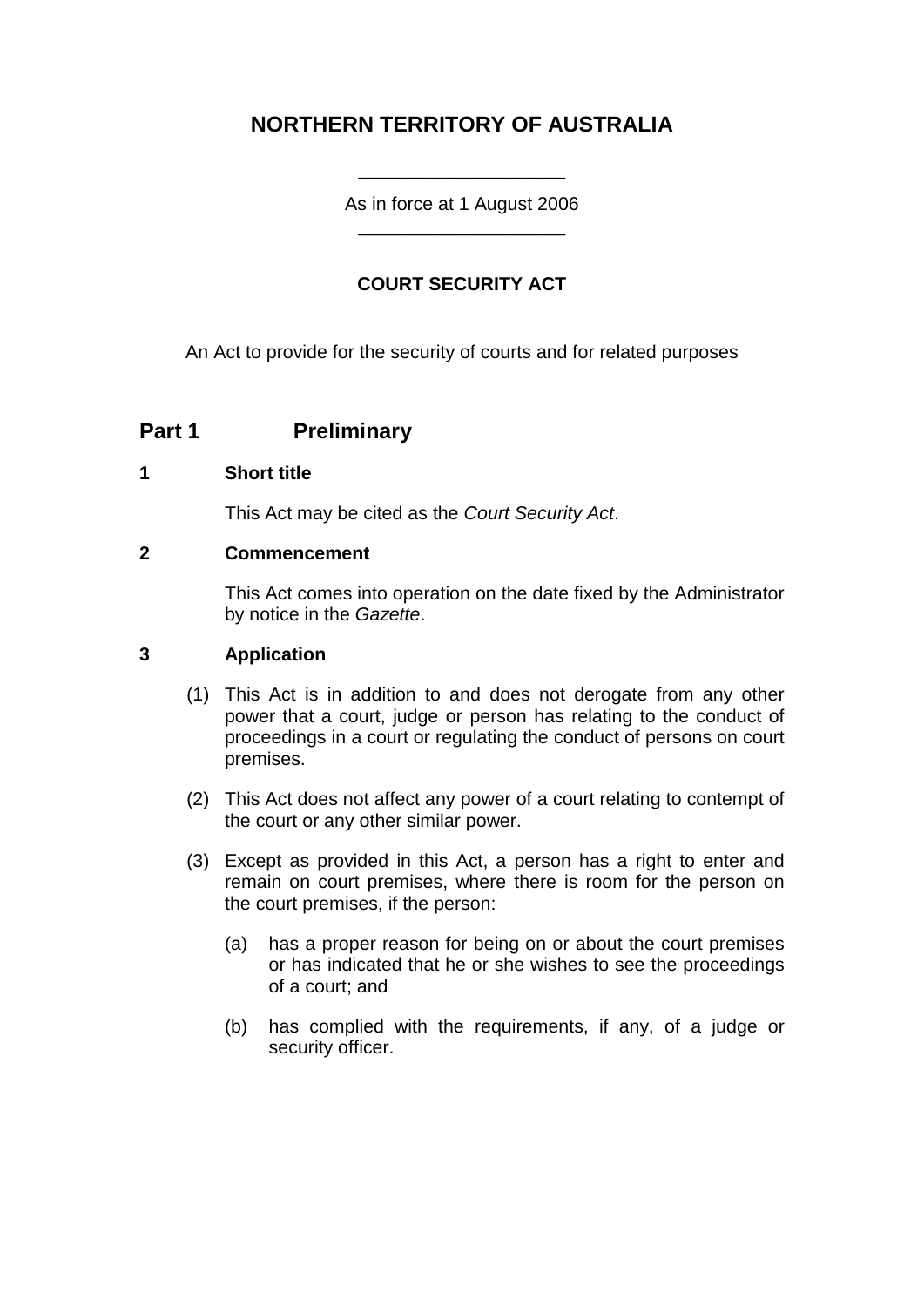# NORTHERN TERRITORY OF AUSTRALIA

____________________

As in force at 1 August 2006

____________________

## COURT SECURITY ACT

An Act to provide for the security of courts and for related purposes

## Part 1 Preliminary

### 1 Short title

This Act may be cited as the *Court Security Act*.

### 2 Commencement

This Act comes into operation on the date fixed by the Administrator by notice in the *Gazette*.

### 3 Application

(1) This Act is in addition to and does not derogate from any other power that a court, judge or person has relating to the conduct of proceedings in a court or regulating the conduct of persons on court premises.

(2) This Act does not affect any power of a court relating to contempt of the court or any other similar power.

(3) Except as provided in this Act, a person has a right to enter and remain on court premises, where there is room for the person on the court premises, if the person:

(a) has a proper reason for being on or about the court premises or has indicated that he or she wishes to see the proceedings of a court; and

(b) has complied with the requirements, if any, of a judge or security officer.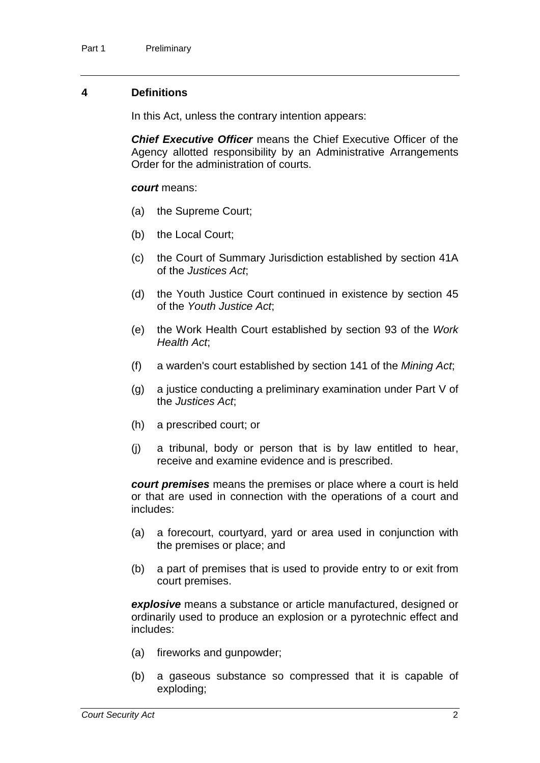## 4 Definitions

In this Act, unless the contrary intention appears:

***Chief Executive Officer*** means the Chief Executive Officer of the Agency allotted responsibility by an Administrative Arrangements Order for the administration of courts.

***court*** means:

(a) the Supreme Court;

(b) the Local Court;

(c) the Court of Summary Jurisdiction established by section 41A of the *Justices Act*;

(d) the Youth Justice Court continued in existence by section 45 of the *Youth Justice Act*;

(e) the Work Health Court established by section 93 of the *Work Health Act*;

(f) a warden's court established by section 141 of the *Mining Act*;

(g) a justice conducting a preliminary examination under Part V of the *Justices Act*;

(h) a prescribed court; or

(j) a tribunal, body or person that is by law entitled to hear, receive and examine evidence and is prescribed.

***court premises*** means the premises or place where a court is held or that are used in connection with the operations of a court and includes:

(a) a forecourt, courtyard, yard or area used in conjunction with the premises or place; and

(b) a part of premises that is used to provide entry to or exit from court premises.

***explosive*** means a substance or article manufactured, designed or ordinarily used to produce an explosion or a pyrotechnic effect and includes:

(a) fireworks and gunpowder;

(b) a gaseous substance so compressed that it is capable of exploding;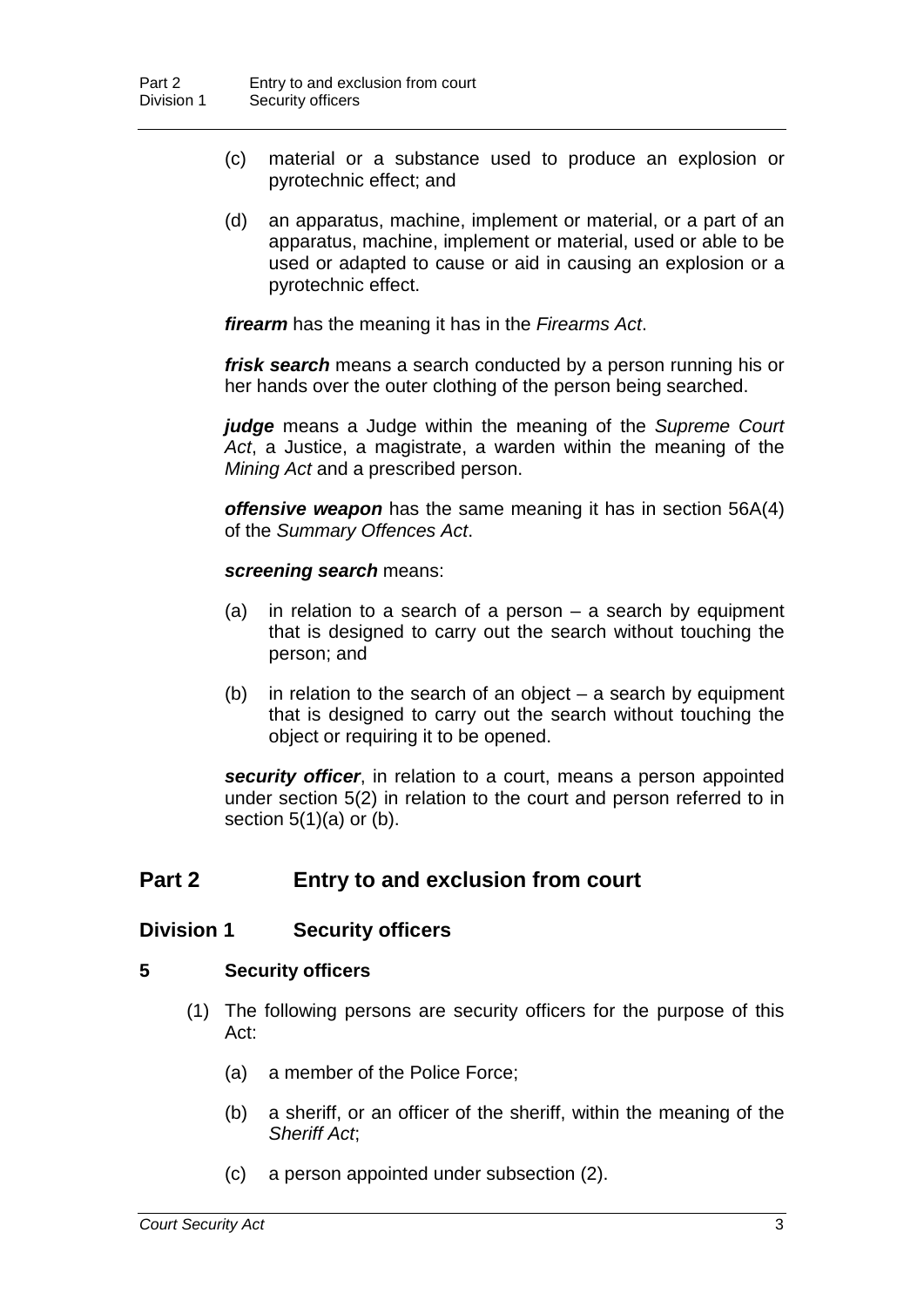(c) material or a substance used to produce an explosion or pyrotechnic effect; and

(d) an apparatus, machine, implement or material, or a part of an apparatus, machine, implement or material, used or able to be used or adapted to cause or aid in causing an explosion or a pyrotechnic effect.

***firearm*** has the meaning it has in the *Firearms Act*.

***frisk search*** means a search conducted by a person running his or her hands over the outer clothing of the person being searched.

***judge*** means a Judge within the meaning of the *Supreme Court Act*, a Justice, a magistrate, a warden within the meaning of the *Mining Act* and a prescribed person.

***offensive weapon*** has the same meaning it has in section 56A(4) of the *Summary Offences Act*.

***screening search*** means:

(a) in relation to a search of a person – a search by equipment that is designed to carry out the search without touching the person; and

(b) in relation to the search of an object – a search by equipment that is designed to carry out the search without touching the object or requiring it to be opened.

***security officer***, in relation to a court, means a person appointed under section 5(2) in relation to the court and person referred to in section 5(1)(a) or (b).

## Part 2 Entry to and exclusion from court

### Division 1 Security officers

#### 5 Security officers

(1) The following persons are security officers for the purpose of this Act:

(a) a member of the Police Force;

(b) a sheriff, or an officer of the sheriff, within the meaning of the *Sheriff Act*;

(c) a person appointed under subsection (2).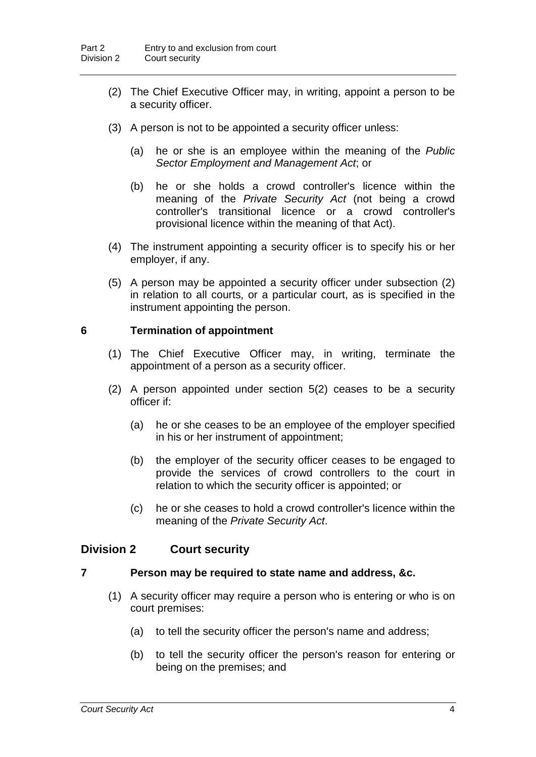(2) The Chief Executive Officer may, in writing, appoint a person to be a security officer.

(3) A person is not to be appointed a security officer unless:

(a) he or she is an employee within the meaning of the *Public Sector Employment and Management Act*; or

(b) he or she holds a crowd controller's licence within the meaning of the *Private Security Act* (not being a crowd controller's transitional licence or a crowd controller's provisional licence within the meaning of that Act).

(4) The instrument appointing a security officer is to specify his or her employer, if any.

(5) A person may be appointed a security officer under subsection (2) in relation to all courts, or a particular court, as is specified in the instrument appointing the person.

### 6 Termination of appointment

(1) The Chief Executive Officer may, in writing, terminate the appointment of a person as a security officer.

(2) A person appointed under section 5(2) ceases to be a security officer if:

(a) he or she ceases to be an employee of the employer specified in his or her instrument of appointment;

(b) the employer of the security officer ceases to be engaged to provide the services of crowd controllers to the court in relation to which the security officer is appointed; or

(c) he or she ceases to hold a crowd controller's licence within the meaning of the *Private Security Act*.

## Division 2 Court security

### 7 Person may be required to state name and address, &c.

(1) A security officer may require a person who is entering or who is on court premises:

(a) to tell the security officer the person's name and address;

(b) to tell the security officer the person's reason for entering or being on the premises; and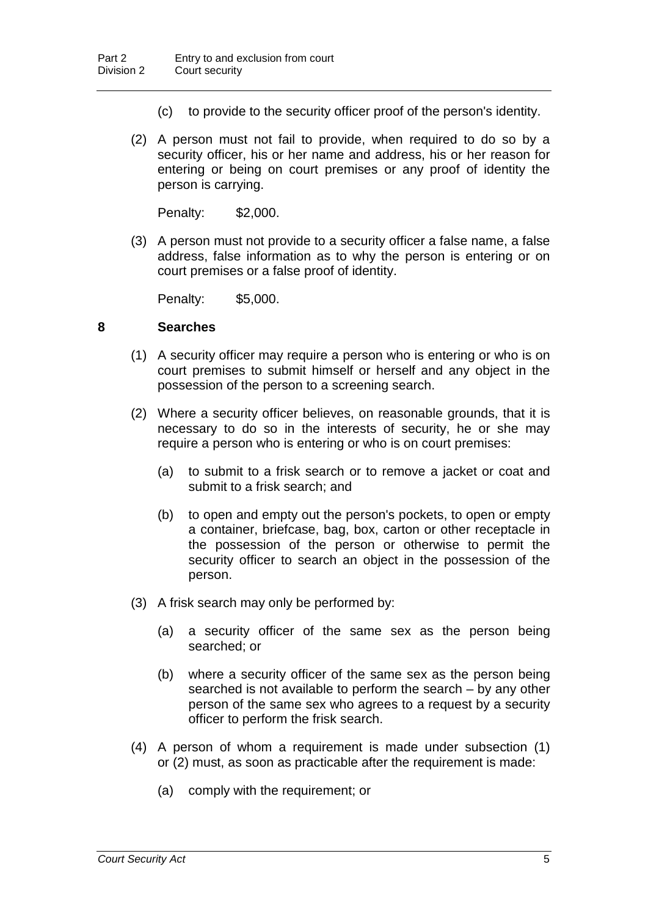(c) to provide to the security officer proof of the person's identity.

(2) A person must not fail to provide, when required to do so by a security officer, his or her name and address, his or her reason for entering or being on court premises or any proof of identity the person is carrying.

Penalty: $2,000.

(3) A person must not provide to a security officer a false name, a false address, false information as to why the person is entering or on court premises or a false proof of identity.

Penalty: $5,000.

### 8 Searches

(1) A security officer may require a person who is entering or who is on court premises to submit himself or herself and any object in the possession of the person to a screening search.

(2) Where a security officer believes, on reasonable grounds, that it is necessary to do so in the interests of security, he or she may require a person who is entering or who is on court premises:

(a) to submit to a frisk search or to remove a jacket or coat and submit to a frisk search; and

(b) to open and empty out the person's pockets, to open or empty a container, briefcase, bag, box, carton or other receptacle in the possession of the person or otherwise to permit the security officer to search an object in the possession of the person.

(3) A frisk search may only be performed by:

(a) a security officer of the same sex as the person being searched; or

(b) where a security officer of the same sex as the person being searched is not available to perform the search – by any other person of the same sex who agrees to a request by a security officer to perform the frisk search.

(4) A person of whom a requirement is made under subsection (1) or (2) must, as soon as practicable after the requirement is made:

(a) comply with the requirement; or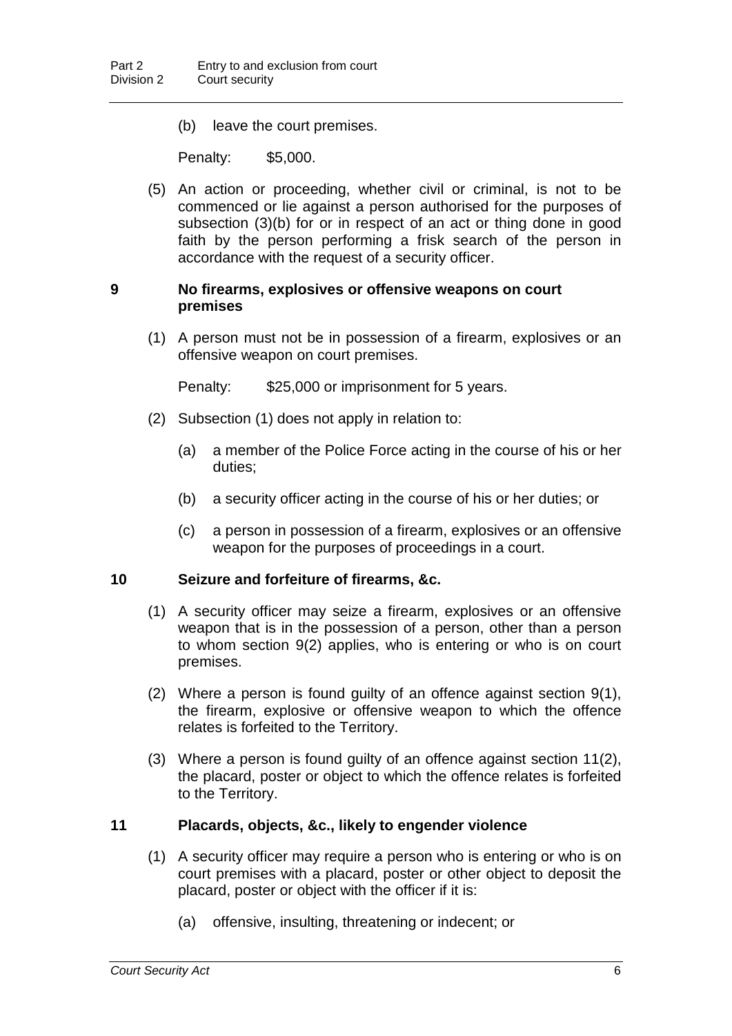(b) leave the court premises.

Penalty: $5,000.

(5) An action or proceeding, whether civil or criminal, is not to be commenced or lie against a person authorised for the purposes of subsection (3)(b) for or in respect of an act or thing done in good faith by the person performing a frisk search of the person in accordance with the request of a security officer.

## 9 No firearms, explosives or offensive weapons on court premises

(1) A person must not be in possession of a firearm, explosives or an offensive weapon on court premises.

Penalty: $25,000 or imprisonment for 5 years.

(2) Subsection (1) does not apply in relation to:

(a) a member of the Police Force acting in the course of his or her duties;

(b) a security officer acting in the course of his or her duties; or

(c) a person in possession of a firearm, explosives or an offensive weapon for the purposes of proceedings in a court.

## 10 Seizure and forfeiture of firearms, &c.

(1) A security officer may seize a firearm, explosives or an offensive weapon that is in the possession of a person, other than a person to whom section 9(2) applies, who is entering or who is on court premises.

(2) Where a person is found guilty of an offence against section 9(1), the firearm, explosive or offensive weapon to which the offence relates is forfeited to the Territory.

(3) Where a person is found guilty of an offence against section 11(2), the placard, poster or object to which the offence relates is forfeited to the Territory.

## 11 Placards, objects, &c., likely to engender violence

(1) A security officer may require a person who is entering or who is on court premises with a placard, poster or other object to deposit the placard, poster or object with the officer if it is:

(a) offensive, insulting, threatening or indecent; or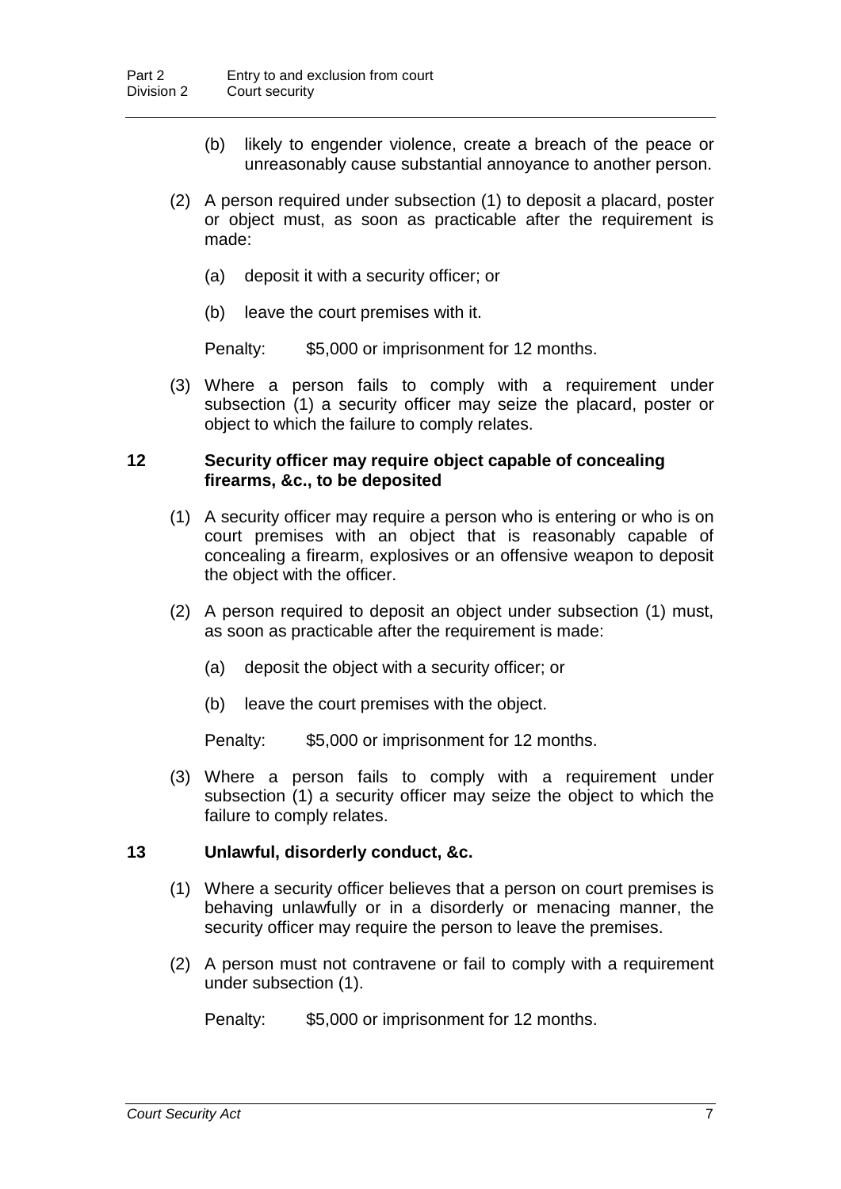(b) likely to engender violence, create a breach of the peace or unreasonably cause substantial annoyance to another person.

(2) A person required under subsection (1) to deposit a placard, poster or object must, as soon as practicable after the requirement is made:

(a) deposit it with a security officer; or

(b) leave the court premises with it.

Penalty: $5,000 or imprisonment for 12 months.

(3) Where a person fails to comply with a requirement under subsection (1) a security officer may seize the placard, poster or object to which the failure to comply relates.

## 12 Security officer may require object capable of concealing firearms, &c., to be deposited

(1) A security officer may require a person who is entering or who is on court premises with an object that is reasonably capable of concealing a firearm, explosives or an offensive weapon to deposit the object with the officer.

(2) A person required to deposit an object under subsection (1) must, as soon as practicable after the requirement is made:

(a) deposit the object with a security officer; or

(b) leave the court premises with the object.

Penalty: $5,000 or imprisonment for 12 months.

(3) Where a person fails to comply with a requirement under subsection (1) a security officer may seize the object to which the failure to comply relates.

## 13 Unlawful, disorderly conduct, &c.

(1) Where a security officer believes that a person on court premises is behaving unlawfully or in a disorderly or menacing manner, the security officer may require the person to leave the premises.

(2) A person must not contravene or fail to comply with a requirement under subsection (1).

Penalty: $5,000 or imprisonment for 12 months.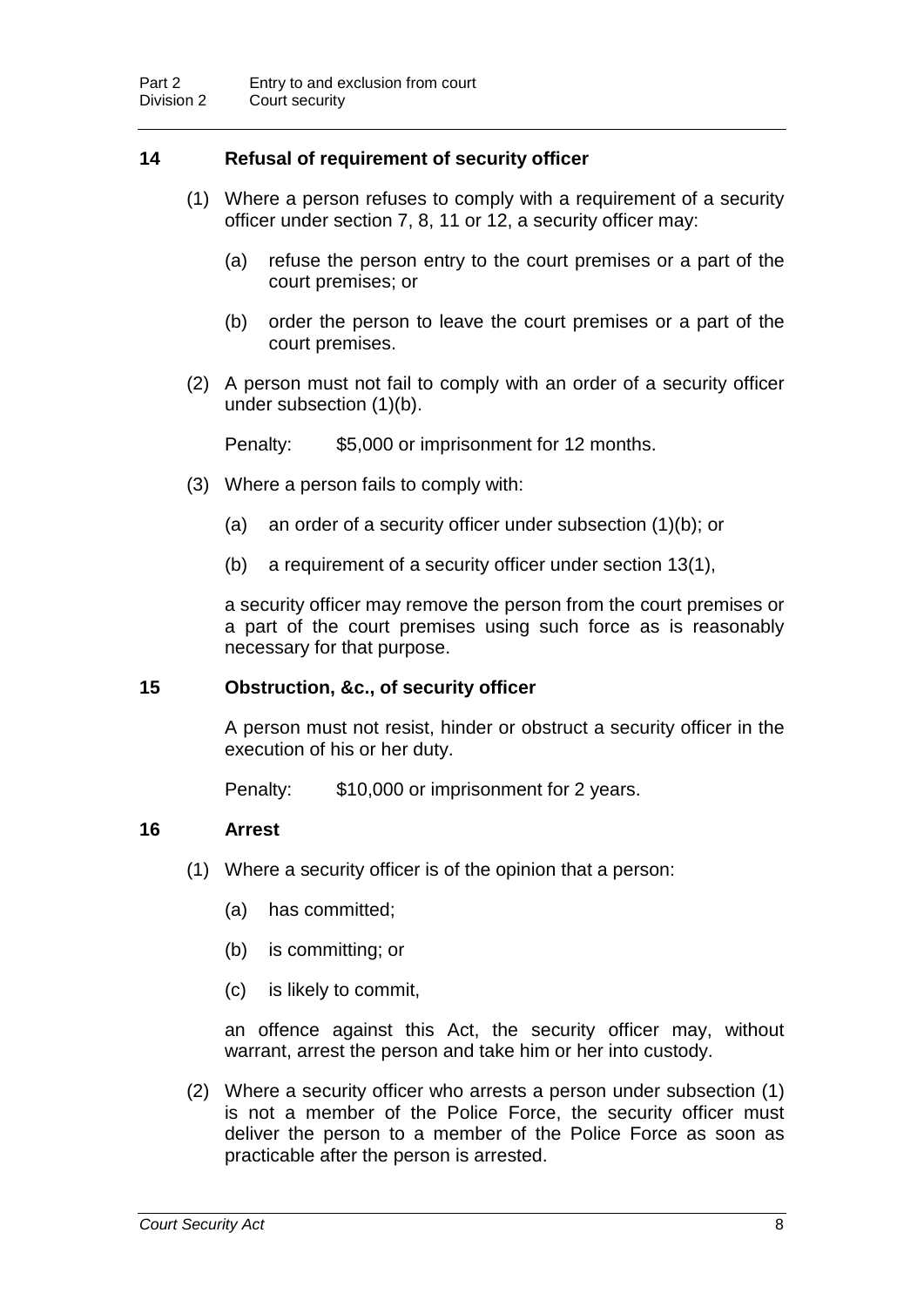## 14 Refusal of requirement of security officer

(1) Where a person refuses to comply with a requirement of a security officer under section 7, 8, 11 or 12, a security officer may:

(a) refuse the person entry to the court premises or a part of the court premises; or

(b) order the person to leave the court premises or a part of the court premises.

(2) A person must not fail to comply with an order of a security officer under subsection (1)(b).

Penalty: $5,000 or imprisonment for 12 months.

(3) Where a person fails to comply with:

(a) an order of a security officer under subsection (1)(b); or

(b) a requirement of a security officer under section 13(1),

a security officer may remove the person from the court premises or a part of the court premises using such force as is reasonably necessary for that purpose.

## 15 Obstruction, &c., of security officer

A person must not resist, hinder or obstruct a security officer in the execution of his or her duty.

Penalty: $10,000 or imprisonment for 2 years.

## 16 Arrest

(1) Where a security officer is of the opinion that a person:

(a) has committed;

(b) is committing; or

(c) is likely to commit,

an offence against this Act, the security officer may, without warrant, arrest the person and take him or her into custody.

(2) Where a security officer who arrests a person under subsection (1) is not a member of the Police Force, the security officer must deliver the person to a member of the Police Force as soon as practicable after the person is arrested.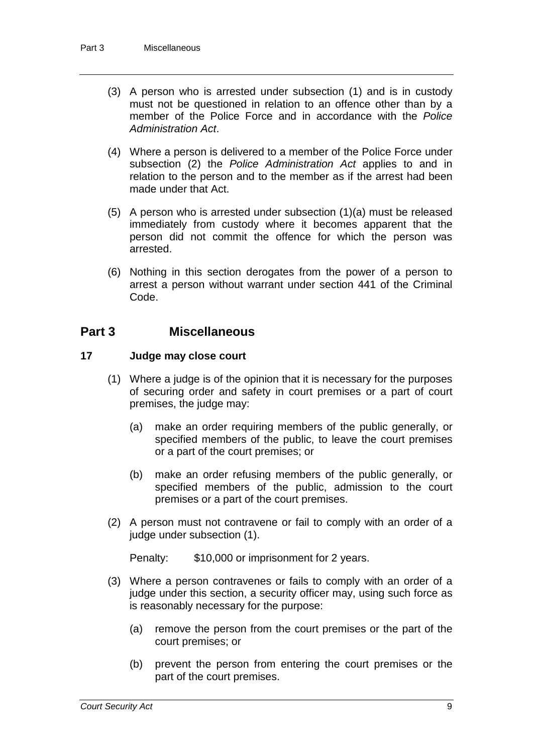(3) A person who is arrested under subsection (1) and is in custody must not be questioned in relation to an offence other than by a member of the Police Force and in accordance with the *Police Administration Act*.

(4) Where a person is delivered to a member of the Police Force under subsection (2) the *Police Administration Act* applies to and in relation to the person and to the member as if the arrest had been made under that Act.

(5) A person who is arrested under subsection (1)(a) must be released immediately from custody where it becomes apparent that the person did not commit the offence for which the person was arrested.

(6) Nothing in this section derogates from the power of a person to arrest a person without warrant under section 441 of the Criminal Code.

## Part 3 Miscellaneous

### 17 Judge may close court

(1) Where a judge is of the opinion that it is necessary for the purposes of securing order and safety in court premises or a part of court premises, the judge may:

(a) make an order requiring members of the public generally, or specified members of the public, to leave the court premises or a part of the court premises; or

(b) make an order refusing members of the public generally, or specified members of the public, admission to the court premises or a part of the court premises.

(2) A person must not contravene or fail to comply with an order of a judge under subsection (1).

Penalty: $10,000 or imprisonment for 2 years.

(3) Where a person contravenes or fails to comply with an order of a judge under this section, a security officer may, using such force as is reasonably necessary for the purpose:

(a) remove the person from the court premises or the part of the court premises; or

(b) prevent the person from entering the court premises or the part of the court premises.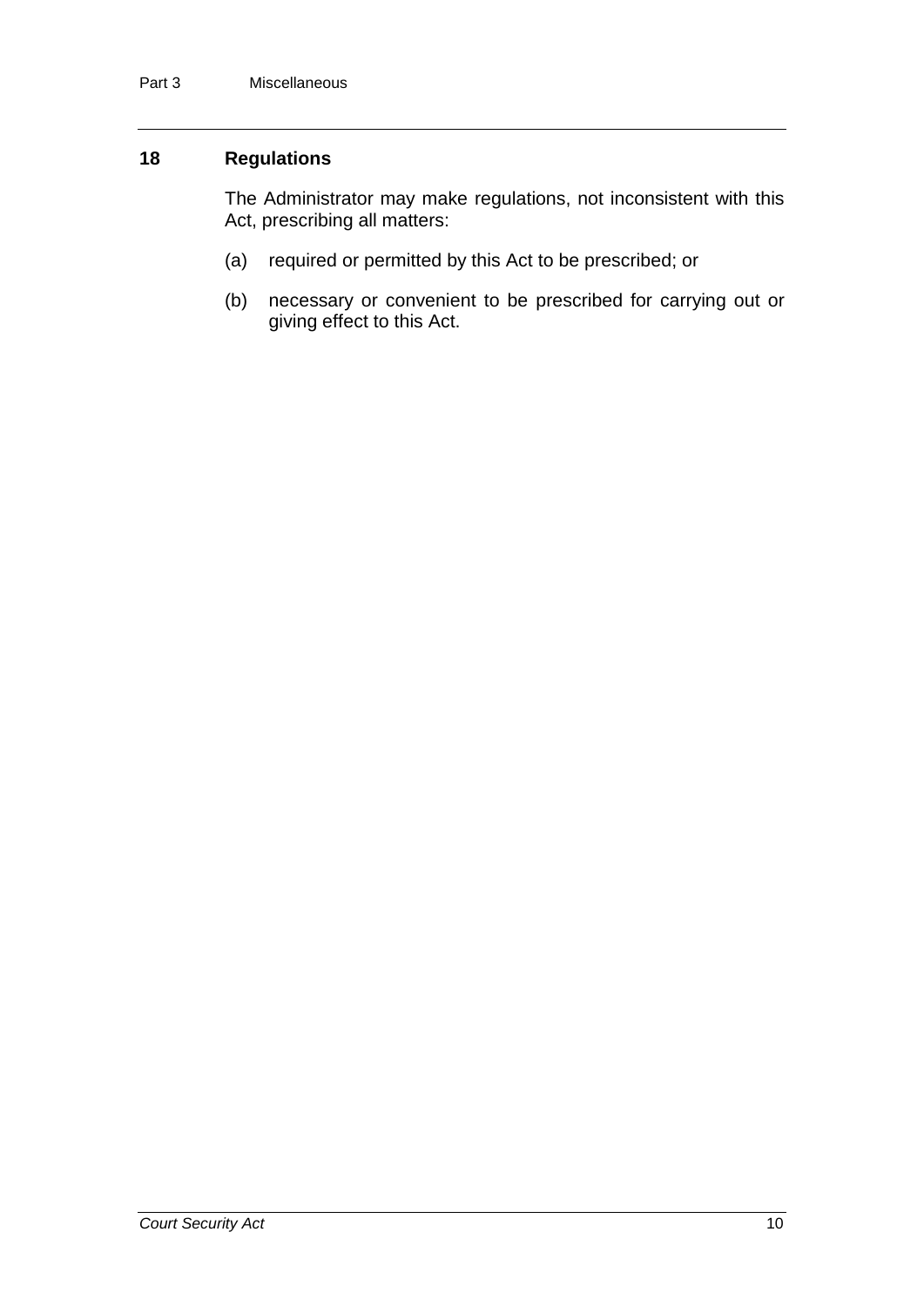## 18 Regulations

The Administrator may make regulations, not inconsistent with this Act, prescribing all matters:

(a) required or permitted by this Act to be prescribed; or

(b) necessary or convenient to be prescribed for carrying out or giving effect to this Act.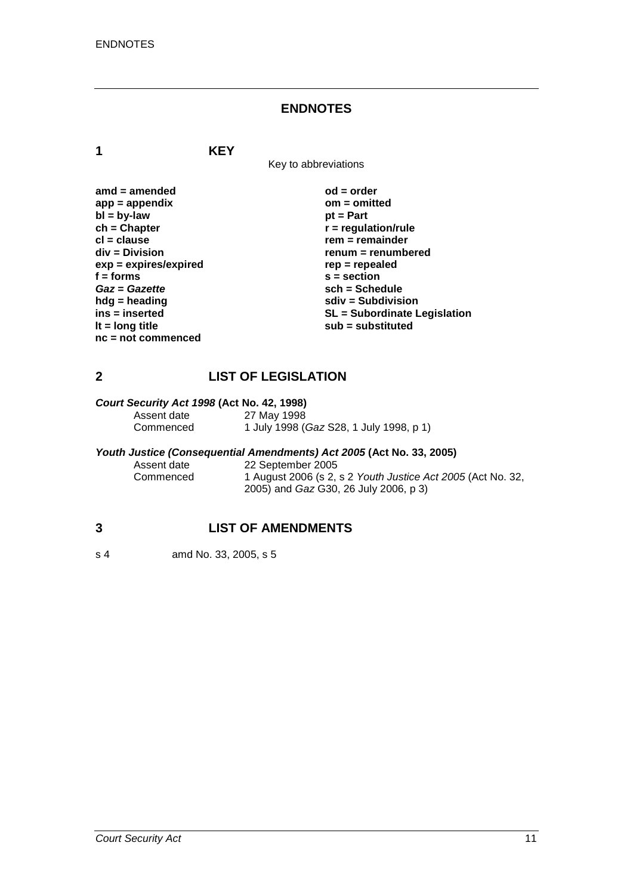# ENDNOTES

## 1 KEY

Key to abbreviations

**amd = amended**
**app = appendix**
**bl = by-law**
**ch = Chapter**
**cl = clause**
**div = Division**
**exp = expires/expired**
**f = forms**
***Gaz* = *Gazette***
**hdg = heading**
**ins = inserted**
**lt = long title**
**nc = not commenced**
**od = order**
**om = omitted**
**pt = Part**
**r = regulation/rule**
**rem = remainder**
**renum = renumbered**
**rep = repealed**
**s = section**
**sch = Schedule**
**sdiv = Subdivision**
**SL = Subordinate Legislation**
**sub = substituted**

## 2 LIST OF LEGISLATION

***Court Security Act 1998* (Act No. 42, 1998)**

| | |
|---|---|
| Assent date | 27 May 1998 |
| Commenced | 1 July 1998 (*Gaz* S28, 1 July 1998, p 1) |

***Youth Justice (Consequential Amendments) Act 2005* (Act No. 33, 2005)**

| | |
|---|---|
| Assent date | 22 September 2005 |
| Commenced | 1 August 2006 (s 2, s 2 *Youth Justice Act 2005* (Act No. 32, 2005) and *Gaz* G30, 26 July 2006, p 3) |

## 3 LIST OF AMENDMENTS

s 4 amd No. 33, 2005, s 5